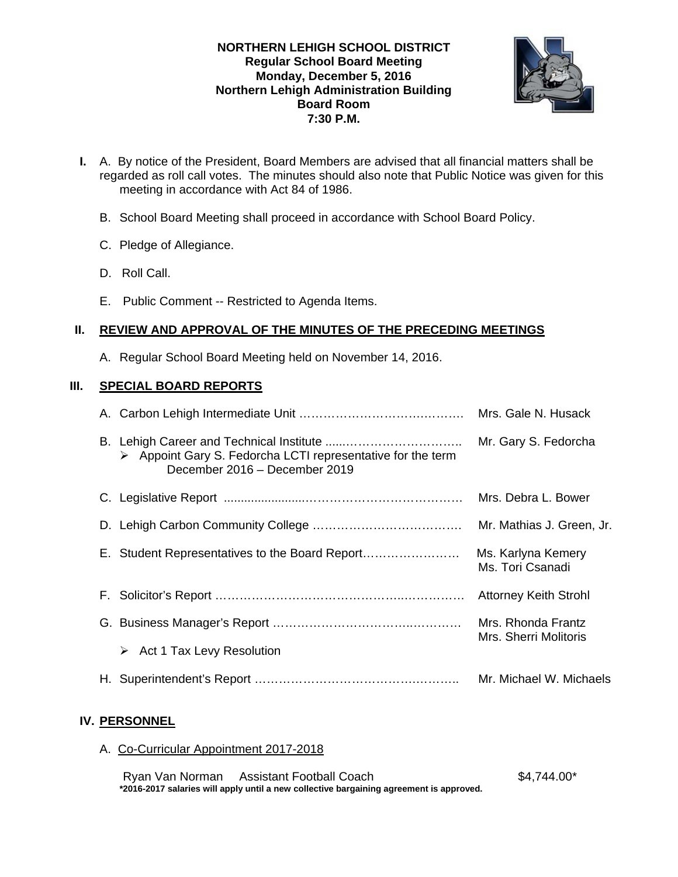**NORTHERN LEHIGH SCHOOL DISTRICT**
**Regular School Board Meeting**
**Monday, December 5, 2016**
**Northern Lehigh Administration Building**
**Board Room**
**7:30 P.M.**

**I.** A. By notice of the President, Board Members are advised that all financial matters shall be regarded as roll call votes. The minutes should also note that Public Notice was given for this meeting in accordance with Act 84 of 1986.

B. School Board Meeting shall proceed in accordance with School Board Policy.

C. Pledge of Allegiance.

D. Roll Call.

E. Public Comment -- Restricted to Agenda Items.

## II. REVIEW AND APPROVAL OF THE MINUTES OF THE PRECEDING MEETINGS

A. Regular School Board Meeting held on November 14, 2016.

## III. SPECIAL BOARD REPORTS

A. Carbon Lehigh Intermediate Unit …………………………………… Mrs. Gale N. Husack

B. Lehigh Career and Technical Institute ………………………………… Mr. Gary S. Fedorcha
- Appoint Gary S. Fedorcha LCTI representative for the term December 2016 – December 2019

C. Legislative Report ……………………………………………………… Mrs. Debra L. Bower

D. Lehigh Carbon Community College ………………………………… Mr. Mathias J. Green, Jr.

E. Student Representatives to the Board Report…………………… Ms. Karlyna Kemery, Ms. Tori Csanadi

F. Solicitor's Report ………………………………………………………… Attorney Keith Strohl

G. Business Manager's Report ………………………………………… Mrs. Rhonda Frantz, Mrs. Sherri Molitoris
- Act 1 Tax Levy Resolution

H. Superintendent's Report ……………………………………………… Mr. Michael W. Michaels

## IV. PERSONNEL

A. Co-Curricular Appointment 2017-2018

Ryan Van Norman Assistant Football Coach $4,744.00*

**\*2016-2017 salaries will apply until a new collective bargaining agreement is approved.**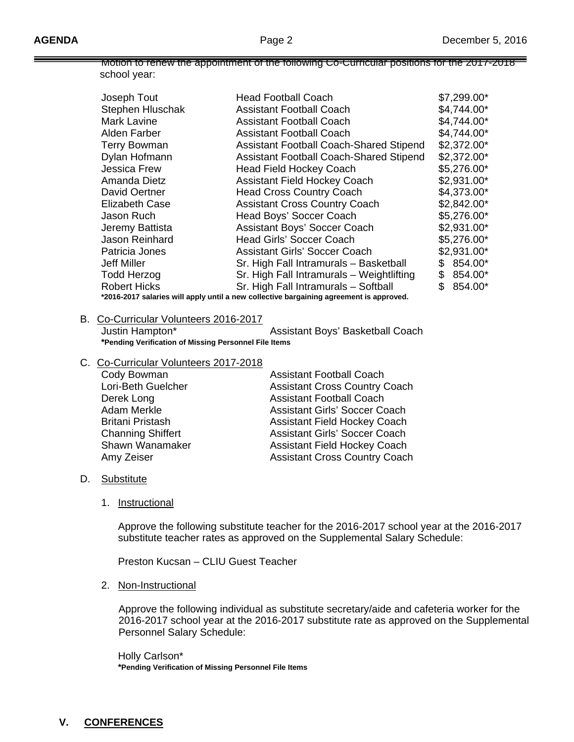Motion to renew the appointment of the following Co-Curricular positions for the 2017-2018 school year:

| | | |
|---|---|---|
| Joseph Tout | Head Football Coach | $7,299.00* |
| Stephen Hluschak | Assistant Football Coach | $4,744.00* |
| Mark Lavine | Assistant Football Coach | $4,744.00* |
| Alden Farber | Assistant Football Coach | $4,744.00* |
| Terry Bowman | Assistant Football Coach-Shared Stipend | $2,372.00* |
| Dylan Hofmann | Assistant Football Coach-Shared Stipend | $2,372.00* |
| Jessica Frew | Head Field Hockey Coach | $5,276.00* |
| Amanda Dietz | Assistant Field Hockey Coach | $2,931.00* |
| David Oertner | Head Cross Country Coach | $4,373.00* |
| Elizabeth Case | Assistant Cross Country Coach | $2,842.00* |
| Jason Ruch | Head Boys' Soccer Coach | $5,276.00* |
| Jeremy Battista | Assistant Boys' Soccer Coach | $2,931.00* |
| Jason Reinhard | Head Girls' Soccer Coach | $5,276.00* |
| Patricia Jones | Assistant Girls' Soccer Coach | $2,931.00* |
| Jeff Miller | Sr. High Fall Intramurals – Basketball | $ 854.00* |
| Todd Herzog | Sr. High Fall Intramurals – Weightlifting | $ 854.00* |
| Robert Hicks | Sr. High Fall Intramurals – Softball | $ 854.00* |

**\*2016-2017 salaries will apply until a new collective bargaining agreement is approved.**

B. Co-Curricular Volunteers 2016-2017

| | |
|---|---|
| Justin Hampton* | Assistant Boys' Basketball Coach |

**\*Pending Verification of Missing Personnel File Items**

C. Co-Curricular Volunteers 2017-2018

| | |
|---|---|
| Cody Bowman | Assistant Football Coach |
| Lori-Beth Guelcher | Assistant Cross Country Coach |
| Derek Long | Assistant Football Coach |
| Adam Merkle | Assistant Girls' Soccer Coach |
| Britani Pristash | Assistant Field Hockey Coach |
| Channing Shiffert | Assistant Girls' Soccer Coach |
| Shawn Wanamaker | Assistant Field Hockey Coach |
| Amy Zeiser | Assistant Cross Country Coach |

D. Substitute

1. Instructional

   Approve the following substitute teacher for the 2016-2017 school year at the 2016-2017 substitute teacher rates as approved on the Supplemental Salary Schedule:

   Preston Kucsan – CLIU Guest Teacher

2. Non-Instructional

   Approve the following individual as substitute secretary/aide and cafeteria worker for the 2016-2017 school year at the 2016-2017 substitute rate as approved on the Supplemental Personnel Salary Schedule:

   Holly Carlson*

   **\*Pending Verification of Missing Personnel File Items**

## V. CONFERENCES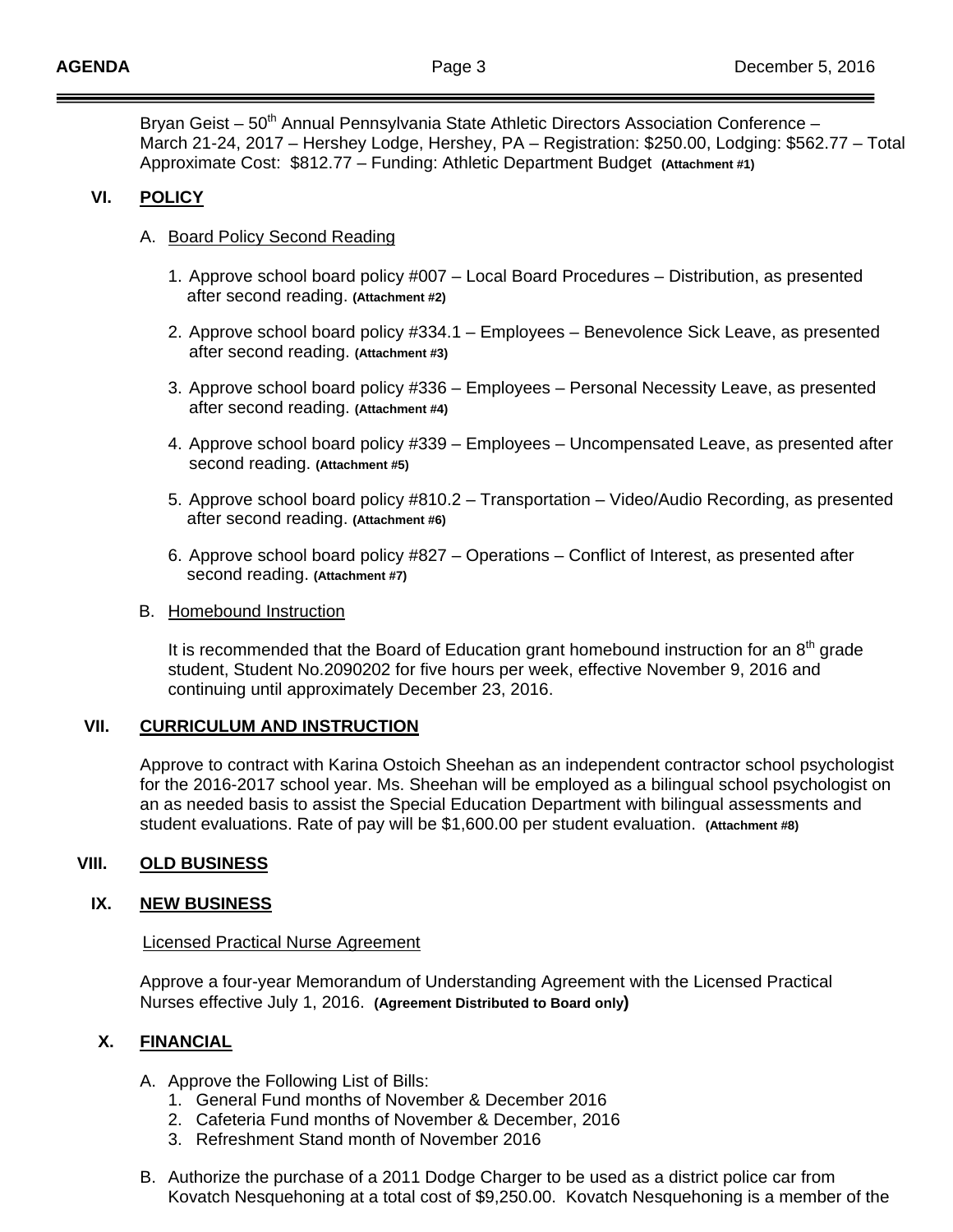Bryan Geist – 50th Annual Pennsylvania State Athletic Directors Association Conference – March 21-24, 2017 – Hershey Lodge, Hershey, PA – Registration: $250.00, Lodging: $562.77 – Total Approximate Cost: $812.77 – Funding: Athletic Department Budget **(Attachment #1)**

## VI. POLICY

A. Board Policy Second Reading

1. Approve school board policy #007 – Local Board Procedures – Distribution, as presented after second reading. **(Attachment #2)**
2. Approve school board policy #334.1 – Employees – Benevolence Sick Leave, as presented after second reading. **(Attachment #3)**
3. Approve school board policy #336 – Employees – Personal Necessity Leave, as presented after second reading. **(Attachment #4)**
4. Approve school board policy #339 – Employees – Uncompensated Leave, as presented after second reading. **(Attachment #5)**
5. Approve school board policy #810.2 – Transportation – Video/Audio Recording, as presented after second reading. **(Attachment #6)**
6. Approve school board policy #827 – Operations – Conflict of Interest, as presented after second reading. **(Attachment #7)**

B. Homebound Instruction

It is recommended that the Board of Education grant homebound instruction for an 8th grade student, Student No.2090202 for five hours per week, effective November 9, 2016 and continuing until approximately December 23, 2016.

## VII. CURRICULUM AND INSTRUCTION

Approve to contract with Karina Ostoich Sheehan as an independent contractor school psychologist for the 2016-2017 school year. Ms. Sheehan will be employed as a bilingual school psychologist on an as needed basis to assist the Special Education Department with bilingual assessments and student evaluations. Rate of pay will be $1,600.00 per student evaluation. **(Attachment #8)**

## VIII. OLD BUSINESS

## IX. NEW BUSINESS

Licensed Practical Nurse Agreement

Approve a four-year Memorandum of Understanding Agreement with the Licensed Practical Nurses effective July 1, 2016. **(Agreement Distributed to Board only)**

## X. FINANCIAL

A. Approve the Following List of Bills:
   1. General Fund months of November & December 2016
   2. Cafeteria Fund months of November & December, 2016
   3. Refreshment Stand month of November 2016

B. Authorize the purchase of a 2011 Dodge Charger to be used as a district police car from Kovatch Nesquehoning at a total cost of $9,250.00. Kovatch Nesquehoning is a member of the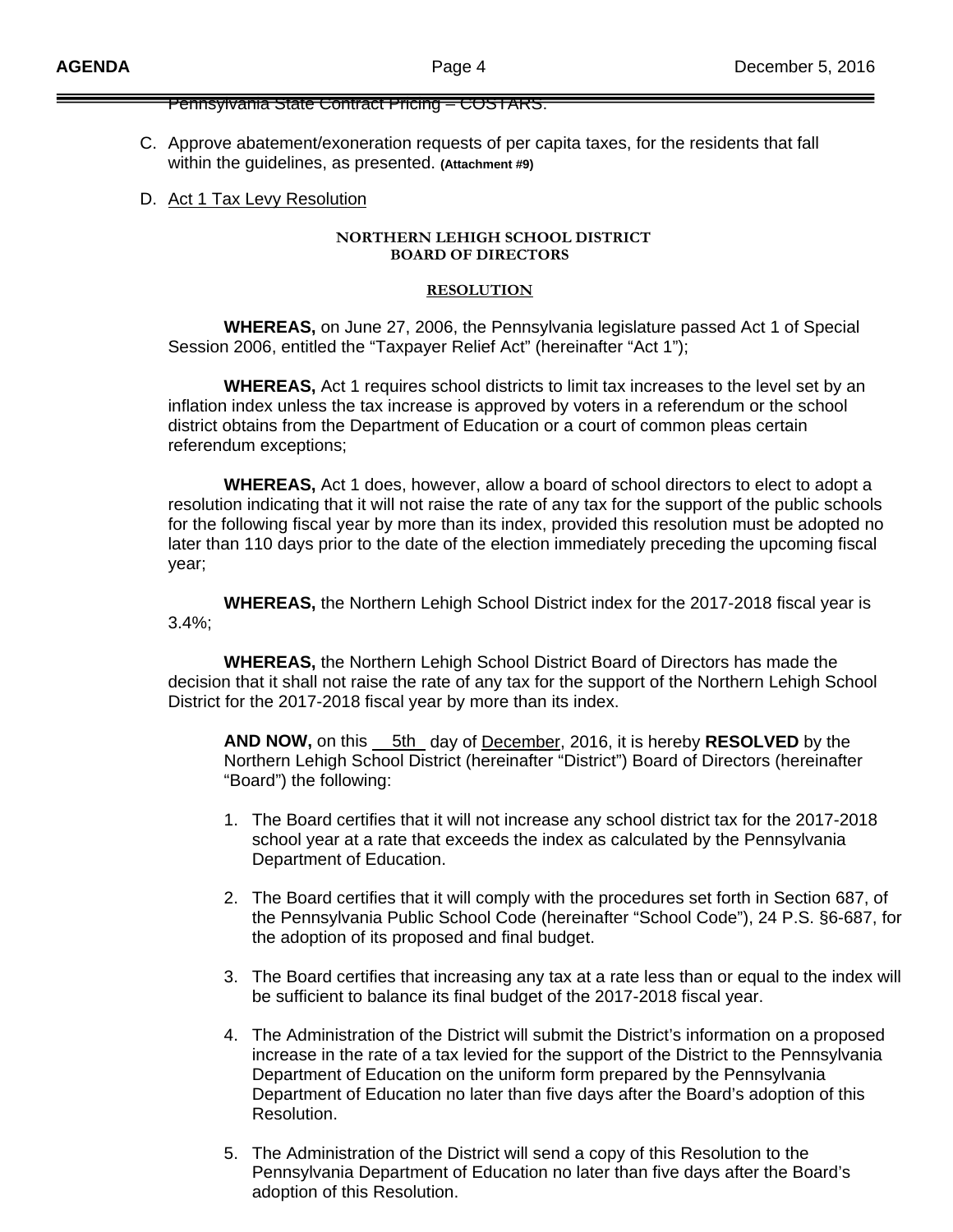Pennsylvania State Contract Pricing – COSTARS.

C. Approve abatement/exoneration requests of per capita taxes, for the residents that fall within the guidelines, as presented. **(Attachment #9)**

D. Act 1 Tax Levy Resolution

**NORTHERN LEHIGH SCHOOL DISTRICT**
**BOARD OF DIRECTORS**

**RESOLUTION**

**WHEREAS,** on June 27, 2006, the Pennsylvania legislature passed Act 1 of Special Session 2006, entitled the "Taxpayer Relief Act" (hereinafter "Act 1");

**WHEREAS,** Act 1 requires school districts to limit tax increases to the level set by an inflation index unless the tax increase is approved by voters in a referendum or the school district obtains from the Department of Education or a court of common pleas certain referendum exceptions;

**WHEREAS,** Act 1 does, however, allow a board of school directors to elect to adopt a resolution indicating that it will not raise the rate of any tax for the support of the public schools for the following fiscal year by more than its index, provided this resolution must be adopted no later than 110 days prior to the date of the election immediately preceding the upcoming fiscal year;

**WHEREAS,** the Northern Lehigh School District index for the 2017-2018 fiscal year is 3.4%;

**WHEREAS,** the Northern Lehigh School District Board of Directors has made the decision that it shall not raise the rate of any tax for the support of the Northern Lehigh School District for the 2017-2018 fiscal year by more than its index.

**AND NOW,** on this 5th day of December, 2016, it is hereby **RESOLVED** by the Northern Lehigh School District (hereinafter "District") Board of Directors (hereinafter "Board") the following:

1. The Board certifies that it will not increase any school district tax for the 2017-2018 school year at a rate that exceeds the index as calculated by the Pennsylvania Department of Education.
2. The Board certifies that it will comply with the procedures set forth in Section 687, of the Pennsylvania Public School Code (hereinafter "School Code"), 24 P.S. §6-687, for the adoption of its proposed and final budget.
3. The Board certifies that increasing any tax at a rate less than or equal to the index will be sufficient to balance its final budget of the 2017-2018 fiscal year.
4. The Administration of the District will submit the District's information on a proposed increase in the rate of a tax levied for the support of the District to the Pennsylvania Department of Education on the uniform form prepared by the Pennsylvania Department of Education no later than five days after the Board's adoption of this Resolution.
5. The Administration of the District will send a copy of this Resolution to the Pennsylvania Department of Education no later than five days after the Board's adoption of this Resolution.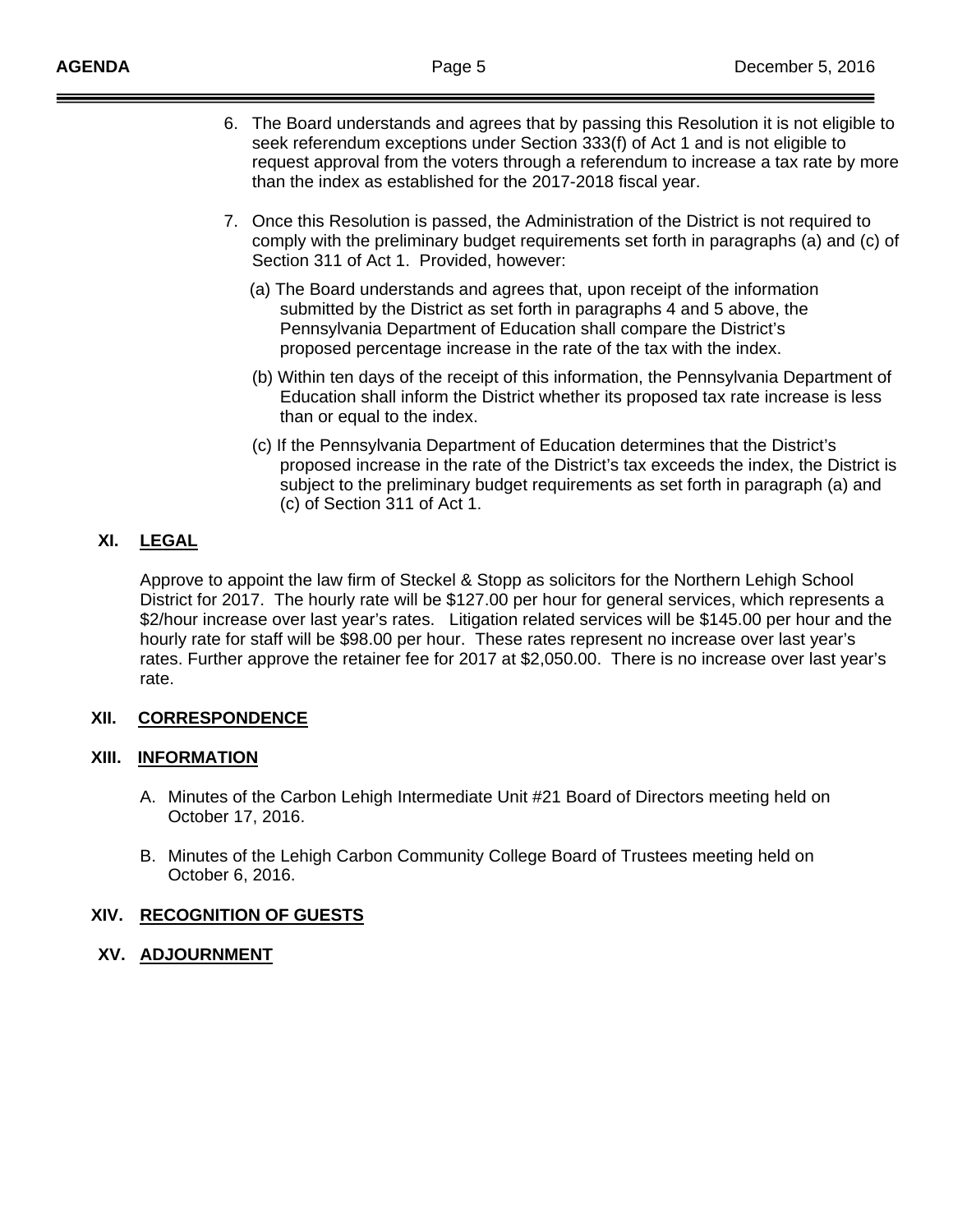6. The Board understands and agrees that by passing this Resolution it is not eligible to seek referendum exceptions under Section 333(f) of Act 1 and is not eligible to request approval from the voters through a referendum to increase a tax rate by more than the index as established for the 2017-2018 fiscal year.

7. Once this Resolution is passed, the Administration of the District is not required to comply with the preliminary budget requirements set forth in paragraphs (a) and (c) of Section 311 of Act 1. Provided, however:

   (a) The Board understands and agrees that, upon receipt of the information submitted by the District as set forth in paragraphs 4 and 5 above, the Pennsylvania Department of Education shall compare the District's proposed percentage increase in the rate of the tax with the index.

   (b) Within ten days of the receipt of this information, the Pennsylvania Department of Education shall inform the District whether its proposed tax rate increase is less than or equal to the index.

   (c) If the Pennsylvania Department of Education determines that the District's proposed increase in the rate of the District's tax exceeds the index, the District is subject to the preliminary budget requirements as set forth in paragraph (a) and (c) of Section 311 of Act 1.

## XI. LEGAL

Approve to appoint the law firm of Steckel & Stopp as solicitors for the Northern Lehigh School District for 2017. The hourly rate will be $127.00 per hour for general services, which represents a $2/hour increase over last year's rates. Litigation related services will be $145.00 per hour and the hourly rate for staff will be $98.00 per hour. These rates represent no increase over last year's rates. Further approve the retainer fee for 2017 at $2,050.00. There is no increase over last year's rate.

## XII. CORRESPONDENCE

## XIII. INFORMATION

A. Minutes of the Carbon Lehigh Intermediate Unit #21 Board of Directors meeting held on October 17, 2016.

B. Minutes of the Lehigh Carbon Community College Board of Trustees meeting held on October 6, 2016.

## XIV. RECOGNITION OF GUESTS

## XV. ADJOURNMENT